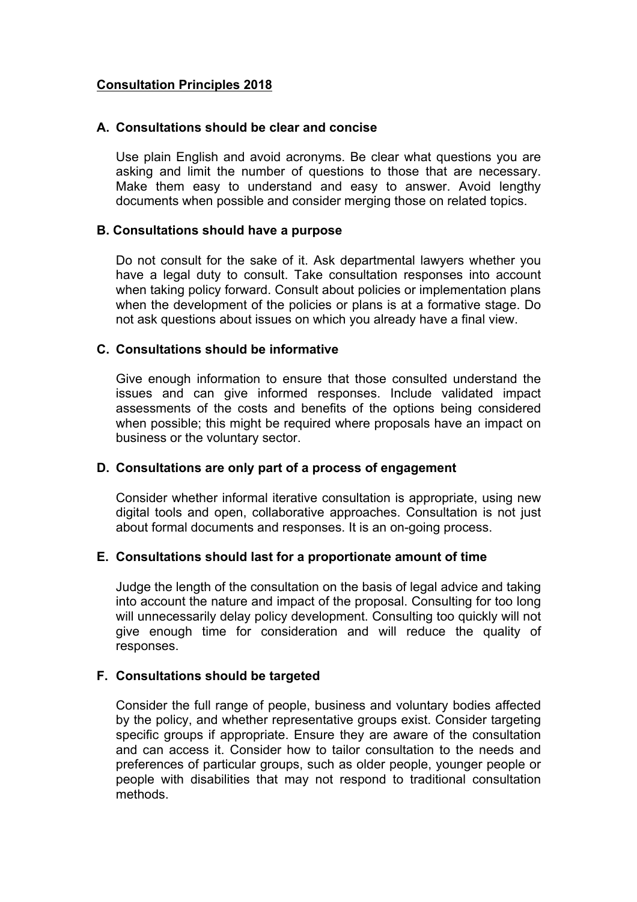# Consultation Principles 2018

### A. Consultations should be clear and concise

Use plain English and avoid acronyms. Be clear what questions you are asking and limit the number of questions to those that are necessary. Make them easy to understand and easy to answer. Avoid lengthy documents when possible and consider merging those on related topics.

### B. Consultations should have a purpose

Do not consult for the sake of it. Ask departmental lawyers whether you have a legal duty to consult. Take consultation responses into account when taking policy forward. Consult about policies or implementation plans when the development of the policies or plans is at a formative stage. Do not ask questions about issues on which you already have a final view.

### C. Consultations should be informative

Give enough information to ensure that those consulted understand the issues and can give informed responses. Include validated impact assessments of the costs and benefits of the options being considered when possible; this might be required where proposals have an impact on business or the voluntary sector.

### D. Consultations are only part of a process of engagement

Consider whether informal iterative consultation is appropriate, using new digital tools and open, collaborative approaches. Consultation is not just about formal documents and responses. It is an on-going process.

### E. Consultations should last for a proportionate amount of time

Judge the length of the consultation on the basis of legal advice and taking into account the nature and impact of the proposal. Consulting for too long will unnecessarily delay policy development. Consulting too quickly will not give enough time for consideration and will reduce the quality of responses.

### F. Consultations should be targeted

Consider the full range of people, business and voluntary bodies affected by the policy, and whether representative groups exist. Consider targeting specific groups if appropriate. Ensure they are aware of the consultation and can access it. Consider how to tailor consultation to the needs and preferences of particular groups, such as older people, younger people or people with disabilities that may not respond to traditional consultation methods.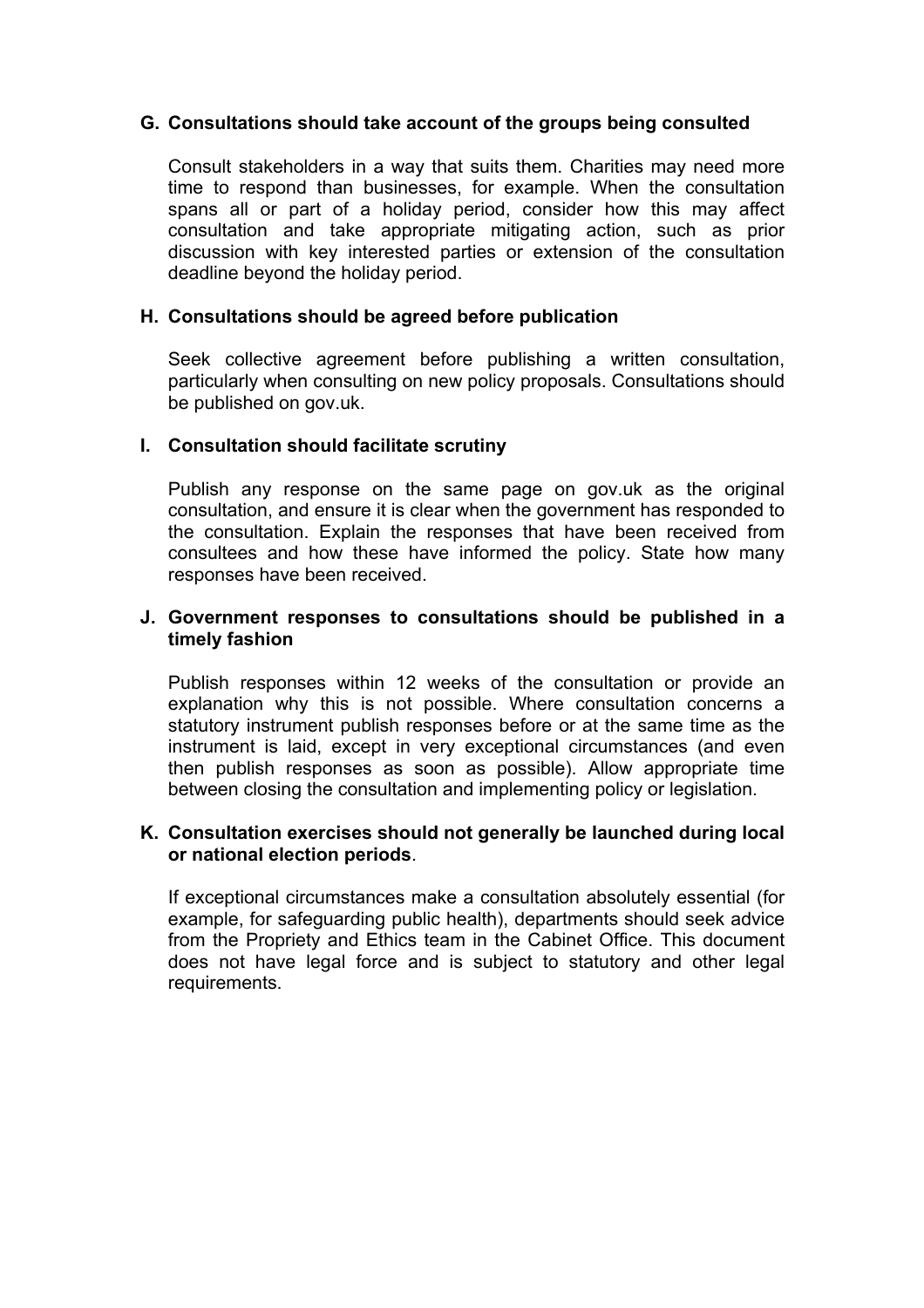**G. Consultations should take account of the groups being consulted**

Consult stakeholders in a way that suits them. Charities may need more time to respond than businesses, for example. When the consultation spans all or part of a holiday period, consider how this may affect consultation and take appropriate mitigating action, such as prior discussion with key interested parties or extension of the consultation deadline beyond the holiday period.

**H. Consultations should be agreed before publication**

Seek collective agreement before publishing a written consultation, particularly when consulting on new policy proposals. Consultations should be published on gov.uk.

**I. Consultation should facilitate scrutiny**

Publish any response on the same page on gov.uk as the original consultation, and ensure it is clear when the government has responded to the consultation. Explain the responses that have been received from consultees and how these have informed the policy. State how many responses have been received.

**J. Government responses to consultations should be published in a timely fashion**

Publish responses within 12 weeks of the consultation or provide an explanation why this is not possible. Where consultation concerns a statutory instrument publish responses before or at the same time as the instrument is laid, except in very exceptional circumstances (and even then publish responses as soon as possible). Allow appropriate time between closing the consultation and implementing policy or legislation.

**K. Consultation exercises should not generally be launched during local or national election periods**.

If exceptional circumstances make a consultation absolutely essential (for example, for safeguarding public health), departments should seek advice from the Propriety and Ethics team in the Cabinet Office. This document does not have legal force and is subject to statutory and other legal requirements.